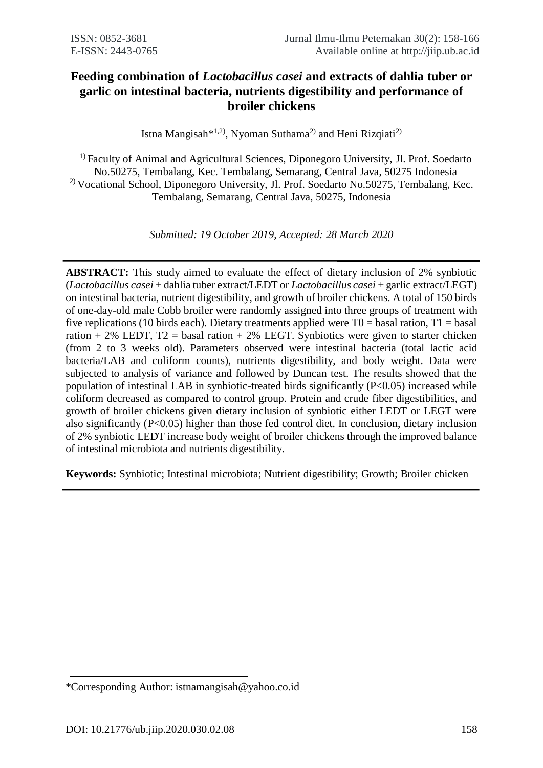# Feeding combination of *Lactobacillus casei* and extracts of dahlia tuber or garlic on intestinal bacteria, nutrients digestibility and performance of broiler chickens

Istna Mangisah*[1,2], Nyoman Suthama[2] and Heni Rizqiati[2]

[1] Faculty of Animal and Agricultural Sciences, Diponegoro University, Jl. Prof. Soedarto No.50275, Tembalang, Kec. Tembalang, Semarang, Central Java, 50275 Indonesia
[2] Vocational School, Diponegoro University, Jl. Prof. Soedarto No.50275, Tembalang, Kec. Tembalang, Semarang, Central Java, 50275, Indonesia

*Submitted: 19 October 2019, Accepted: 28 March 2020*

---

**ABSTRACT:** This study aimed to evaluate the effect of dietary inclusion of 2% synbiotic (*Lactobacillus casei* + dahlia tuber extract/LEDT or *Lactobacillus casei* + garlic extract/LEGT) on intestinal bacteria, nutrient digestibility, and growth of broiler chickens. A total of 150 birds of one-day-old male Cobb broiler were randomly assigned into three groups of treatment with five replications (10 birds each). Dietary treatments applied were T0 = basal ration, T1 = basal ration + 2% LEDT, T2 = basal ration + 2% LEGT. Synbiotics were given to starter chicken (from 2 to 3 weeks old). Parameters observed were intestinal bacteria (total lactic acid bacteria/LAB and coliform counts), nutrients digestibility, and body weight. Data were subjected to analysis of variance and followed by Duncan test. The results showed that the population of intestinal LAB in synbiotic-treated birds significantly ($P<0.05$) increased while coliform decreased as compared to control group. Protein and crude fiber digestibilities, and growth of broiler chickens given dietary inclusion of synbiotic either LEDT or LEGT were also significantly ($P<0.05$) higher than those fed control diet. In conclusion, dietary inclusion of 2% synbiotic LEDT increase body weight of broiler chickens through the improved balance of intestinal microbiota and nutrients digestibility.

**Keywords:** Synbiotic; Intestinal microbiota; Nutrient digestibility; Growth; Broiler chicken

---

*Corresponding Author: istnamangisah@yahoo.co.id

DOI: 10.21776/ub.jiip.2020.030.02.08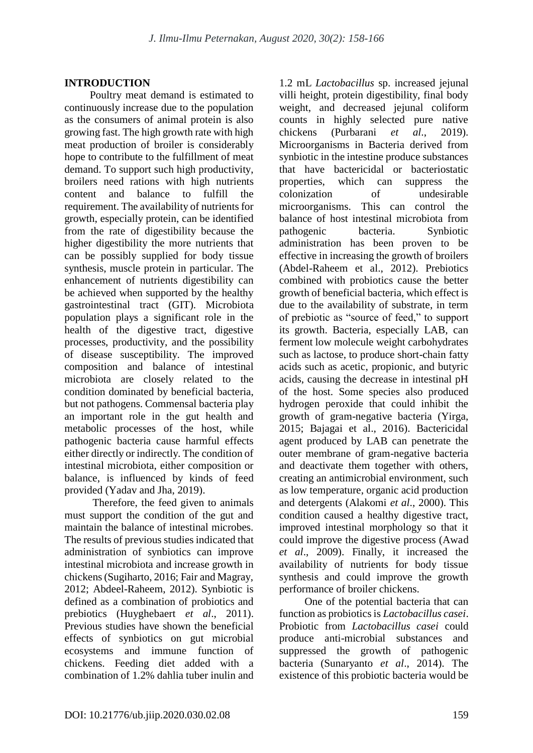## INTRODUCTION

Poultry meat demand is estimated to continuously increase due to the population as the consumers of animal protein is also growing fast. The high growth rate with high meat production of broiler is considerably hope to contribute to the fulfillment of meat demand. To support such high productivity, broilers need rations with high nutrients content and balance to fulfill the requirement. The availability of nutrients for growth, especially protein, can be identified from the rate of digestibility because the higher digestibility the more nutrients that can be possibly supplied for body tissue synthesis, muscle protein in particular. The enhancement of nutrients digestibility can be achieved when supported by the healthy gastrointestinal tract (GIT). Microbiota population plays a significant role in the health of the digestive tract, digestive processes, productivity, and the possibility of disease susceptibility. The improved composition and balance of intestinal microbiota are closely related to the condition dominated by beneficial bacteria, but not pathogens. Commensal bacteria play an important role in the gut health and metabolic processes of the host, while pathogenic bacteria cause harmful effects either directly or indirectly. The condition of intestinal microbiota, either composition or balance, is influenced by kinds of feed provided (Yadav and Jha, 2019).

Therefore, the feed given to animals must support the condition of the gut and maintain the balance of intestinal microbes. The results of previous studies indicated that administration of synbiotics can improve intestinal microbiota and increase growth in chickens (Sugiharto, 2016; Fair and Magray, 2012; Abdeel-Raheem, 2012). Synbiotic is defined as a combination of probiotics and prebiotics (Huyghebaert *et al*., 2011). Previous studies have shown the beneficial effects of synbiotics on gut microbial ecosystems and immune function of chickens. Feeding diet added with a combination of 1.2% dahlia tuber inulin and 1.2 mL *Lactobacillus* sp. increased jejunal villi height, protein digestibility, final body weight, and decreased jejunal coliform counts in highly selected pure native chickens (Purbarani *et al*., 2019). Microorganisms in Bacteria derived from synbiotic in the intestine produce substances that have bactericidal or bacteriostatic properties, which can suppress the colonization of undesirable microorganisms. This can control the balance of host intestinal microbiota from pathogenic bacteria. Synbiotic administration has been proven to be effective in increasing the growth of broilers (Abdel-Raheem et al., 2012). Prebiotics combined with probiotics cause the better growth of beneficial bacteria, which effect is due to the availability of substrate, in term of prebiotic as "source of feed," to support its growth. Bacteria, especially LAB, can ferment low molecule weight carbohydrates such as lactose, to produce short-chain fatty acids such as acetic, propionic, and butyric acids, causing the decrease in intestinal pH of the host. Some species also produced hydrogen peroxide that could inhibit the growth of gram-negative bacteria (Yirga, 2015; Bajagai et al., 2016). Bactericidal agent produced by LAB can penetrate the outer membrane of gram-negative bacteria and deactivate them together with others, creating an antimicrobial environment, such as low temperature, organic acid production and detergents (Alakomi *et al*., 2000). This condition caused a healthy digestive tract, improved intestinal morphology so that it could improve the digestive process (Awad *et al*., 2009). Finally, it increased the availability of nutrients for body tissue synthesis and could improve the growth performance of broiler chickens.

One of the potential bacteria that can function as probiotics is *Lactobacillus casei*. Probiotic from *Lactobacillus casei* could produce anti-microbial substances and suppressed the growth of pathogenic bacteria (Sunaryanto *et al*., 2014). The existence of this probiotic bacteria would be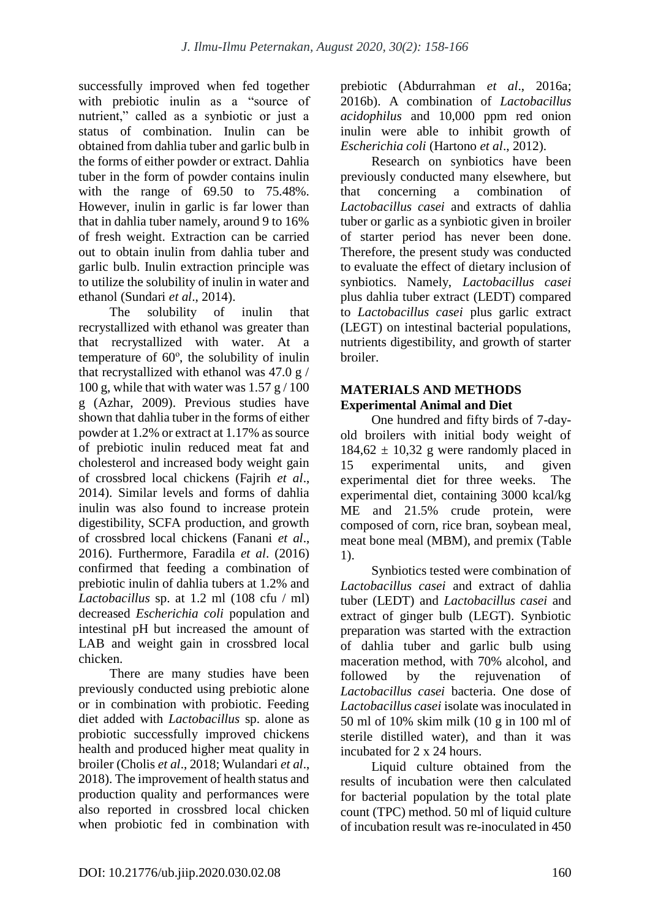successfully improved when fed together with prebiotic inulin as a "source of nutrient," called as a synbiotic or just a status of combination. Inulin can be obtained from dahlia tuber and garlic bulb in the forms of either powder or extract. Dahlia tuber in the form of powder contains inulin with the range of 69.50 to 75.48%. However, inulin in garlic is far lower than that in dahlia tuber namely, around 9 to 16% of fresh weight. Extraction can be carried out to obtain inulin from dahlia tuber and garlic bulb. Inulin extraction principle was to utilize the solubility of inulin in water and ethanol (Sundari *et al*., 2014).

The solubility of inulin that recrystallized with ethanol was greater than that recrystallized with water. At a temperature of 60°, the solubility of inulin that recrystallized with ethanol was 47.0 g / 100 g, while that with water was 1.57 g / 100 g (Azhar, 2009). Previous studies have shown that dahlia tuber in the forms of either powder at 1.2% or extract at 1.17% as source of prebiotic inulin reduced meat fat and cholesterol and increased body weight gain of crossbred local chickens (Fajrih *et al*., 2014). Similar levels and forms of dahlia inulin was also found to increase protein digestibility, SCFA production, and growth of crossbred local chickens (Fanani *et al*., 2016). Furthermore, Faradila *et al*. (2016) confirmed that feeding a combination of prebiotic inulin of dahlia tubers at 1.2% and *Lactobacillus* sp. at 1.2 ml (108 cfu / ml) decreased *Escherichia coli* population and intestinal pH but increased the amount of LAB and weight gain in crossbred local chicken.

There are many studies have been previously conducted using prebiotic alone or in combination with probiotic. Feeding diet added with *Lactobacillus* sp. alone as probiotic successfully improved chickens health and produced higher meat quality in broiler (Cholis *et al*., 2018; Wulandari *et al*., 2018). The improvement of health status and production quality and performances were also reported in crossbred local chicken when probiotic fed in combination with prebiotic (Abdurrahman *et al*., 2016a; 2016b). A combination of *Lactobacillus acidophilus* and 10,000 ppm red onion inulin were able to inhibit growth of *Escherichia coli* (Hartono *et al*., 2012).

Research on synbiotics have been previously conducted many elsewhere, but that concerning a combination of *Lactobacillus casei* and extracts of dahlia tuber or garlic as a synbiotic given in broiler of starter period has never been done. Therefore, the present study was conducted to evaluate the effect of dietary inclusion of synbiotics. Namely, *Lactobacillus casei* plus dahlia tuber extract (LEDT) compared to *Lactobacillus casei* plus garlic extract (LEGT) on intestinal bacterial populations, nutrients digestibility, and growth of starter broiler.

## MATERIALS AND METHODS

### Experimental Animal and Diet

One hundred and fifty birds of 7-day-old broilers with initial body weight of 184,62 ± 10,32 g were randomly placed in 15 experimental units, and given experimental diet for three weeks. The experimental diet, containing 3000 kcal/kg ME and 21.5% crude protein, were composed of corn, rice bran, soybean meal, meat bone meal (MBM), and premix (Table 1).

Synbiotics tested were combination of *Lactobacillus casei* and extract of dahlia tuber (LEDT) and *Lactobacillus casei* and extract of ginger bulb (LEGT). Synbiotic preparation was started with the extraction of dahlia tuber and garlic bulb using maceration method, with 70% alcohol, and followed by the rejuvenation of *Lactobacillus casei* bacteria. One dose of *Lactobacillus casei* isolate was inoculated in 50 ml of 10% skim milk (10 g in 100 ml of sterile distilled water), and than it was incubated for 2 x 24 hours.

Liquid culture obtained from the results of incubation were then calculated for bacterial population by the total plate count (TPC) method. 50 ml of liquid culture of incubation result was re-inoculated in 450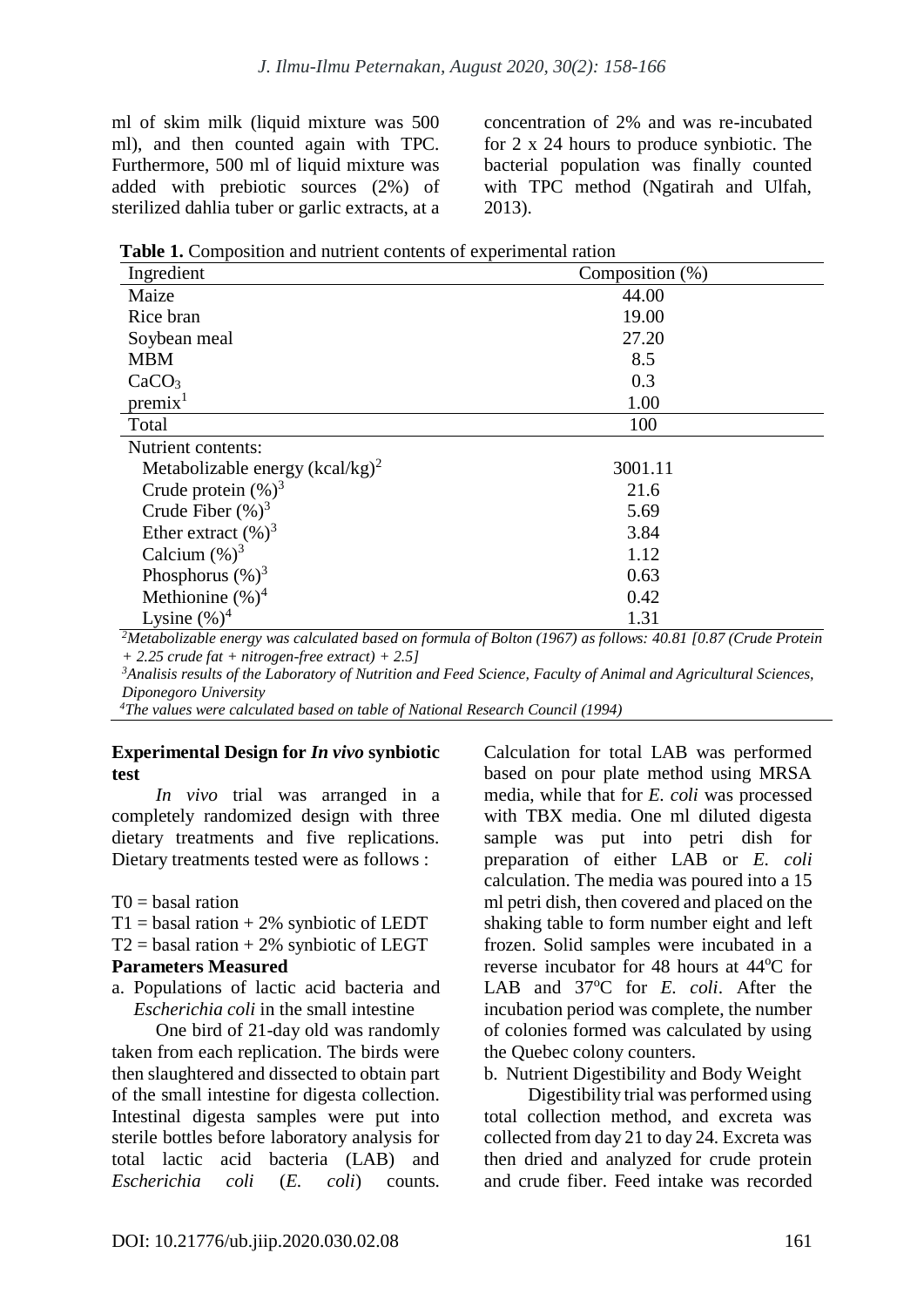ml of skim milk (liquid mixture was 500 ml), and then counted again with TPC. Furthermore, 500 ml of liquid mixture was added with prebiotic sources (2%) of sterilized dahlia tuber or garlic extracts, at a concentration of 2% and was re-incubated for 2 x 24 hours to produce synbiotic. The bacterial population was finally counted with TPC method (Ngatirah and Ulfah, 2013).

**Table 1.** Composition and nutrient contents of experimental ration

| Ingredient | Composition (%) |
|---|---|
| Maize | 44.00 |
| Rice bran | 19.00 |
| Soybean meal | 27.20 |
| MBM | 8.5 |
| $CaCO_3$ | 0.3 |
| premix[1] | 1.00 |
| Total | 100 |
| Nutrient contents: | |
| Metabolizable energy (kcal/kg)[2] | 3001.11 |
| Crude protein (%)[3] | 21.6 |
| Crude Fiber (%)[3] | 5.69 |
| Ether extract (%)[3] | 3.84 |
| Calcium (%)[3] | 1.12 |
| Phosphorus (%)[3] | 0.63 |
| Methionine (%)[4] | 0.42 |
| Lysine (%)[4] | 1.31 |

*[2]Metabolizable energy was calculated based on formula of Bolton (1967) as follows: 40.81 [0.87 (Crude Protein + 2.25 crude fat + nitrogen-free extract) + 2.5]*
*[3]Analisis results of the Laboratory of Nutrition and Feed Science, Faculty of Animal and Agricultural Sciences, Diponegoro University*
*[4]The values were calculated based on table of National Research Council (1994)*

**Experimental Design for *In vivo* synbiotic test**

*In vivo* trial was arranged in a completely randomized design with three dietary treatments and five replications. Dietary treatments tested were as follows :

T0 = basal ration
T1 = basal ration + 2% synbiotic of LEDT
T2 = basal ration + 2% synbiotic of LEGT

**Parameters Measured**

a. Populations of lactic acid bacteria and *Escherichia coli* in the small intestine

One bird of 21-day old was randomly taken from each replication. The birds were then slaughtered and dissected to obtain part of the small intestine for digesta collection. Intestinal digesta samples were put into sterile bottles before laboratory analysis for total lactic acid bacteria (LAB) and *Escherichia coli* (*E. coli*) counts. Calculation for total LAB was performed based on pour plate method using MRSA media, while that for *E. coli* was processed with TBX media. One ml diluted digesta sample was put into petri dish for preparation of either LAB or *E. coli* calculation. The media was poured into a 15 ml petri dish, then covered and placed on the shaking table to form number eight and left frozen. Solid samples were incubated in a reverse incubator for 48 hours at 44$^{o}$C for LAB and 37$^{o}$C for *E. coli*. After the incubation period was complete, the number of colonies formed was calculated by using the Quebec colony counters.

b. Nutrient Digestibility and Body Weight

Digestibility trial was performed using total collection method, and excreta was collected from day 21 to day 24. Excreta was then dried and analyzed for crude protein and crude fiber. Feed intake was recorded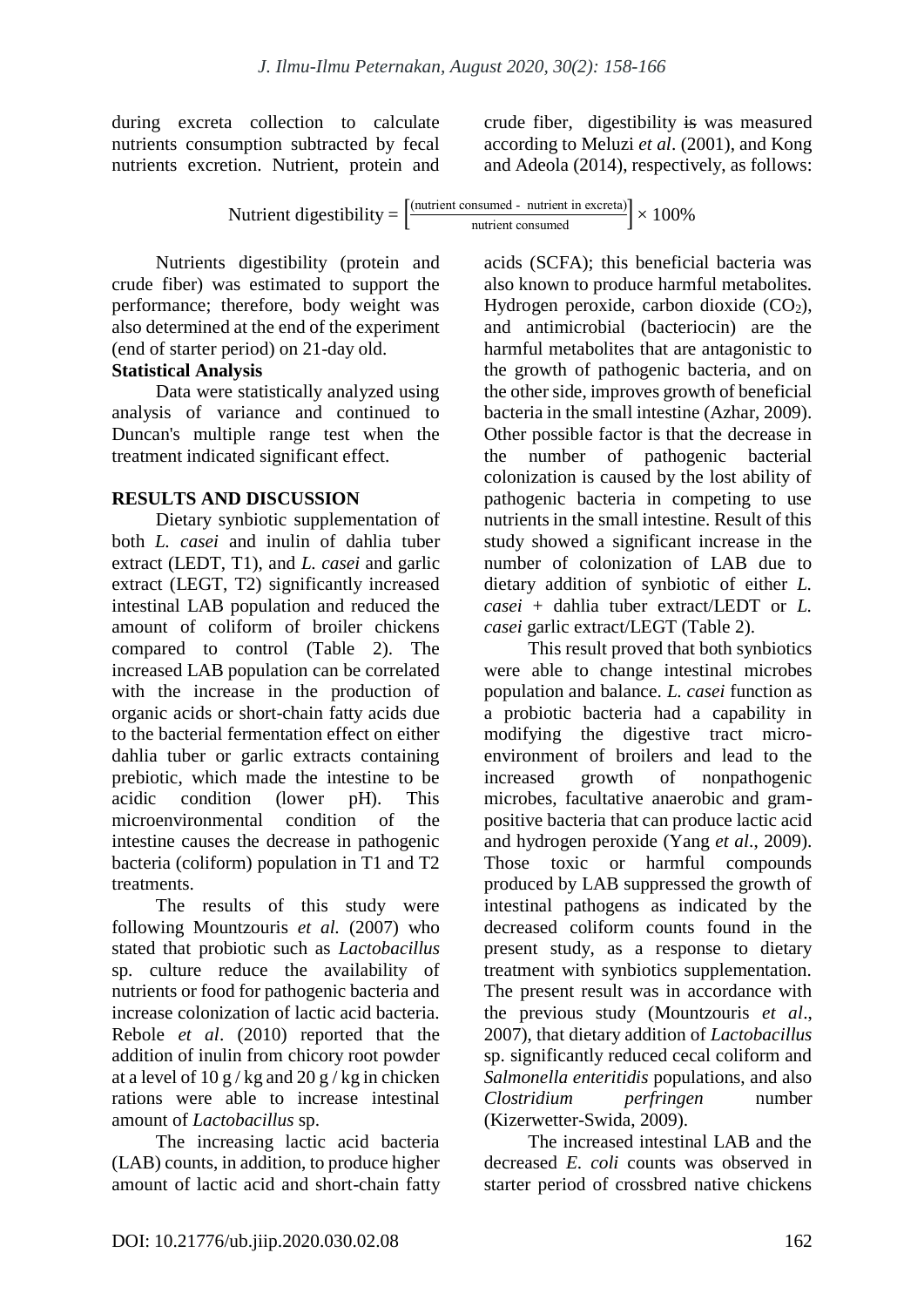during excreta collection to calculate nutrients consumption subtracted by fecal nutrients excretion. Nutrient, protein and crude fiber, digestibility is was measured according to Meluzi *et al*. (2001), and Kong and Adeola (2014), respectively, as follows:

$$\text{Nutrient digestibility} = \left[\frac{(\text{nutrient consumed - nutrient in excreta})}{\text{nutrient consumed}}\right] \times 100\%$$

Nutrients digestibility (protein and crude fiber) was estimated to support the performance; therefore, body weight was also determined at the end of the experiment (end of starter period) on 21-day old.

**Statistical Analysis**

Data were statistically analyzed using analysis of variance and continued to Duncan's multiple range test when the treatment indicated significant effect.

## RESULTS AND DISCUSSION

Dietary synbiotic supplementation of both *L. casei* and inulin of dahlia tuber extract (LEDT, T1), and *L. casei* and garlic extract (LEGT, T2) significantly increased intestinal LAB population and reduced the amount of coliform of broiler chickens compared to control (Table 2). The increased LAB population can be correlated with the increase in the production of organic acids or short-chain fatty acids due to the bacterial fermentation effect on either dahlia tuber or garlic extracts containing prebiotic, which made the intestine to be acidic condition (lower pH). This microenvironmental condition of the intestine causes the decrease in pathogenic bacteria (coliform) population in T1 and T2 treatments.

The results of this study were following Mountzouris *et al.* (2007) who stated that probiotic such as *Lactobacillus* sp. culture reduce the availability of nutrients or food for pathogenic bacteria and increase colonization of lactic acid bacteria. Rebole *et al*. (2010) reported that the addition of inulin from chicory root powder at a level of 10 g / kg and 20 g / kg in chicken rations were able to increase intestinal amount of *Lactobacillus* sp.

The increasing lactic acid bacteria (LAB) counts, in addition, to produce higher amount of lactic acid and short-chain fatty acids (SCFA); this beneficial bacteria was also known to produce harmful metabolites. Hydrogen peroxide, carbon dioxide ($CO_2$), and antimicrobial (bacteriocin) are the harmful metabolites that are antagonistic to the growth of pathogenic bacteria, and on the other side, improves growth of beneficial bacteria in the small intestine (Azhar, 2009). Other possible factor is that the decrease in the number of pathogenic bacterial colonization is caused by the lost ability of pathogenic bacteria in competing to use nutrients in the small intestine. Result of this study showed a significant increase in the number of colonization of LAB due to dietary addition of synbiotic of either *L. casei* + dahlia tuber extract/LEDT or *L. casei* garlic extract/LEGT (Table 2).

This result proved that both synbiotics were able to change intestinal microbes population and balance. *L. casei* function as a probiotic bacteria had a capability in modifying the digestive tract micro-environment of broilers and lead to the increased growth of nonpathogenic microbes, facultative anaerobic and gram-positive bacteria that can produce lactic acid and hydrogen peroxide (Yang *et al*., 2009). Those toxic or harmful compounds produced by LAB suppressed the growth of intestinal pathogens as indicated by the decreased coliform counts found in the present study, as a response to dietary treatment with synbiotics supplementation. The present result was in accordance with the previous study (Mountzouris *et al*., 2007), that dietary addition of *Lactobacillus* sp. significantly reduced cecal coliform and *Salmonella enteritidis* populations, and also *Clostridium perfringen* number (Kizerwetter-Swida, 2009).

The increased intestinal LAB and the decreased *E. coli* counts was observed in starter period of crossbred native chickens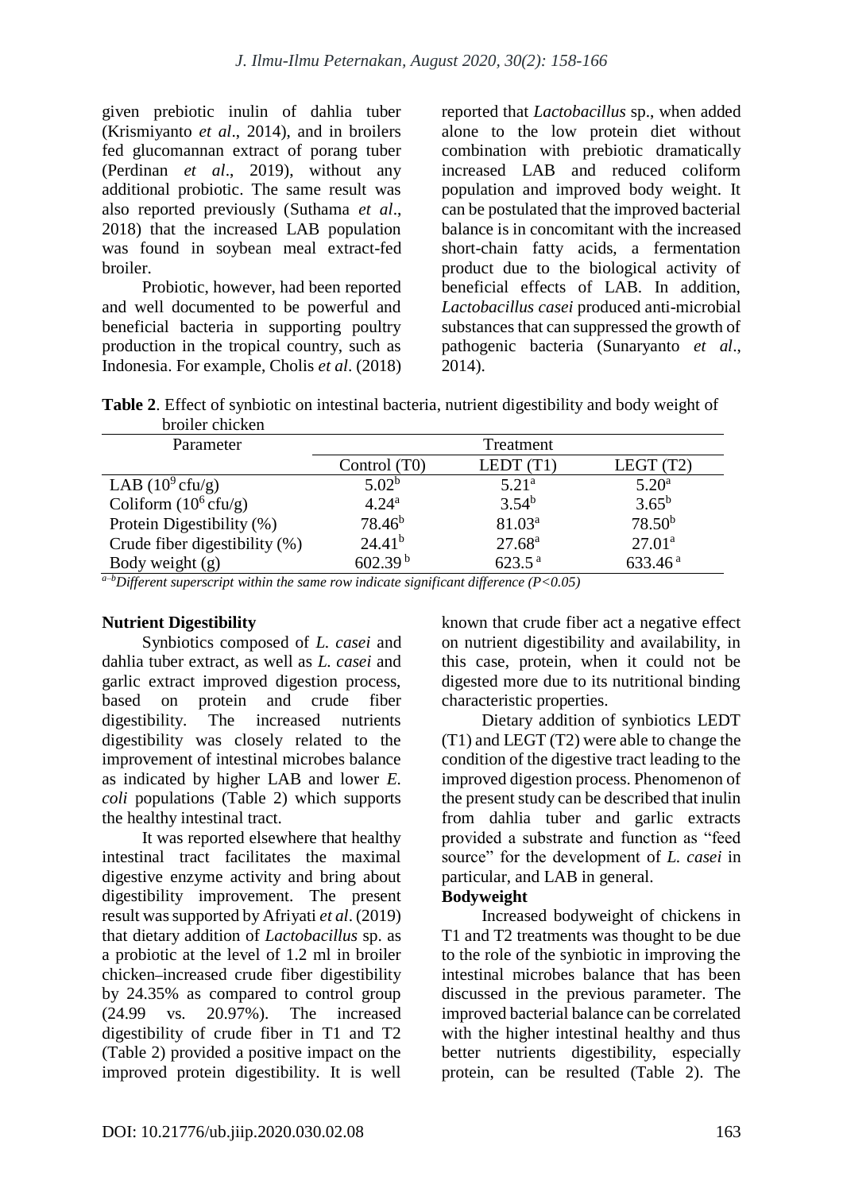given prebiotic inulin of dahlia tuber (Krismiyanto *et al*., 2014), and in broilers fed glucomannan extract of porang tuber (Perdinan *et al*., 2019), without any additional probiotic. The same result was also reported previously (Suthama *et al*., 2018) that the increased LAB population was found in soybean meal extract-fed broiler.

Probiotic, however, had been reported and well documented to be powerful and beneficial bacteria in supporting poultry production in the tropical country, such as Indonesia. For example, Cholis *et al*. (2018) reported that *Lactobacillus* sp., when added alone to the low protein diet without combination with prebiotic dramatically increased LAB and reduced coliform population and improved body weight. It can be postulated that the improved bacterial balance is in concomitant with the increased short-chain fatty acids, a fermentation product due to the biological activity of beneficial effects of LAB. In addition, *Lactobacillus casei* produced anti-microbial substances that can suppressed the growth of pathogenic bacteria (Sunaryanto *et al*., 2014).

**Table 2**. Effect of synbiotic on intestinal bacteria, nutrient digestibility and body weight of broiler chicken

| Parameter | Treatment | | |
|---|---|---|---|
| | Control (T0) | LEDT (T1) | LEGT (T2) |
| LAB ($10^9$ cfu/g) | $5.02^b$ | $5.21^a$ | $5.20^a$ |
| Coliform ($10^6$ cfu/g) | $4.24^a$ | $3.54^b$ | $3.65^b$ |
| Protein Digestibility (%) | $78.46^b$ | $81.03^a$ | $78.50^b$ |
| Crude fiber digestibility (%) | $24.41^b$ | $27.68^a$ | $27.01^a$ |
| Body weight (g) | $602.39^b$ | $623.5^a$ | $633.46^a$ |

*a–b Different superscript within the same row indicate significant difference (P<0.05)*

### Nutrient Digestibility

Synbiotics composed of *L. casei* and dahlia tuber extract, as well as *L. casei* and garlic extract improved digestion process, based on protein and crude fiber digestibility. The increased nutrients digestibility was closely related to the improvement of intestinal microbes balance as indicated by higher LAB and lower *E. coli* populations (Table 2) which supports the healthy intestinal tract.

It was reported elsewhere that healthy intestinal tract facilitates the maximal digestive enzyme activity and bring about digestibility improvement. The present result was supported by Afriyati *et al*. (2019) that dietary addition of *Lactobacillus* sp. as a probiotic at the level of 1.2 ml in broiler chicken increased crude fiber digestibility by 24.35% as compared to control group (24.99 vs. 20.97%). The increased digestibility of crude fiber in T1 and T2 (Table 2) provided a positive impact on the improved protein digestibility. It is well known that crude fiber act a negative effect on nutrient digestibility and availability, in this case, protein, when it could not be digested more due to its nutritional binding characteristic properties.

Dietary addition of synbiotics LEDT (T1) and LEGT (T2) were able to change the condition of the digestive tract leading to the improved digestion process. Phenomenon of the present study can be described that inulin from dahlia tuber and garlic extracts provided a substrate and function as "feed source" for the development of *L. casei* in particular, and LAB in general.

### Bodyweight

Increased bodyweight of chickens in T1 and T2 treatments was thought to be due to the role of the synbiotic in improving the intestinal microbes balance that has been discussed in the previous parameter. The improved bacterial balance can be correlated with the higher intestinal healthy and thus better nutrients digestibility, especially protein, can be resulted (Table 2). The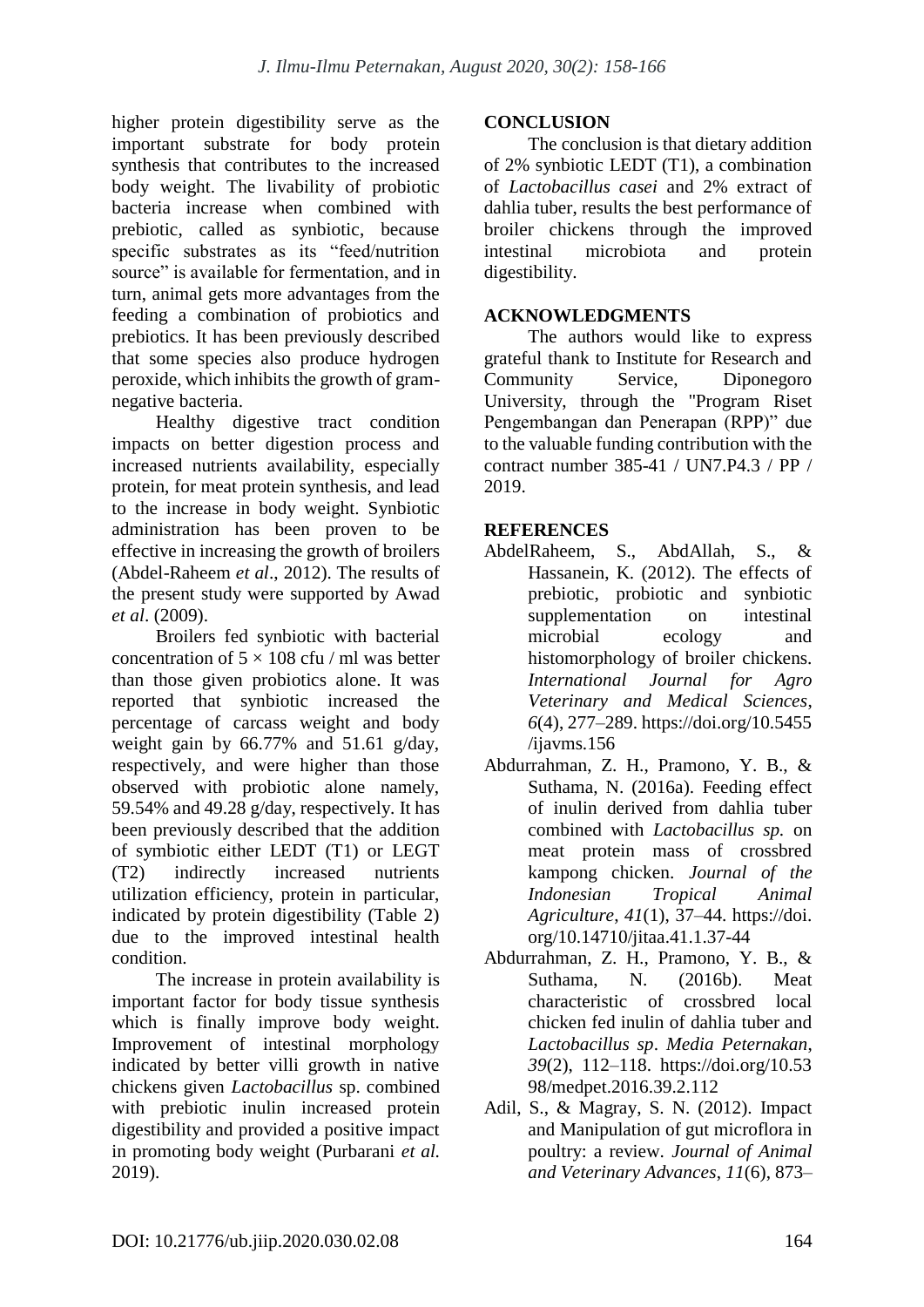higher protein digestibility serve as the important substrate for body protein synthesis that contributes to the increased body weight. The livability of probiotic bacteria increase when combined with prebiotic, called as synbiotic, because specific substrates as its "feed/nutrition source" is available for fermentation, and in turn, animal gets more advantages from the feeding a combination of probiotics and prebiotics. It has been previously described that some species also produce hydrogen peroxide, which inhibits the growth of gram-negative bacteria.

Healthy digestive tract condition impacts on better digestion process and increased nutrients availability, especially protein, for meat protein synthesis, and lead to the increase in body weight. Synbiotic administration has been proven to be effective in increasing the growth of broilers (Abdel-Raheem *et al*., 2012). The results of the present study were supported by Awad *et al*. (2009).

Broilers fed synbiotic with bacterial concentration of $5 \times 108$ cfu / ml was better than those given probiotics alone. It was reported that synbiotic increased the percentage of carcass weight and body weight gain by 66.77% and 51.61 g/day, respectively, and were higher than those observed with probiotic alone namely, 59.54% and 49.28 g/day, respectively. It has been previously described that the addition of symbiotic either LEDT (T1) or LEGT (T2) indirectly increased nutrients utilization efficiency, protein in particular, indicated by protein digestibility (Table 2) due to the improved intestinal health condition.

The increase in protein availability is important factor for body tissue synthesis which is finally improve body weight. Improvement of intestinal morphology indicated by better villi growth in native chickens given *Lactobacillus* sp. combined with prebiotic inulin increased protein digestibility and provided a positive impact in promoting body weight (Purbarani *et al.* 2019).

## CONCLUSION

The conclusion is that dietary addition of 2% synbiotic LEDT (T1), a combination of *Lactobacillus casei* and 2% extract of dahlia tuber, results the best performance of broiler chickens through the improved intestinal microbiota and protein digestibility.

## ACKNOWLEDGMENTS

The authors would like to express grateful thank to Institute for Research and Community Service, Diponegoro University, through the "Program Riset Pengembangan dan Penerapan (RPP)" due to the valuable funding contribution with the contract number 385-41 / UN7.P4.3 / PP / 2019.

## REFERENCES

AbdelRaheem, S., AbdAllah, S., & Hassanein, K. (2012). The effects of prebiotic, probiotic and synbiotic supplementation on intestinal microbial ecology and histomorphology of broiler chickens. *International Journal for Agro Veterinary and Medical Sciences*, *6*(4), 277–289. https://doi.org/10.5455/ijavms.156

Abdurrahman, Z. H., Pramono, Y. B., & Suthama, N. (2016a). Feeding effect of inulin derived from dahlia tuber combined with *Lactobacillus sp.* on meat protein mass of crossbred kampong chicken. *Journal of the Indonesian Tropical Animal Agriculture*, *41*(1), 37–44. https://doi.org/10.14710/jitaa.41.1.37-44

Abdurrahman, Z. H., Pramono, Y. B., & Suthama, N. (2016b). Meat characteristic of crossbred local chicken fed inulin of dahlia tuber and *Lactobacillus sp*. *Media Peternakan*, *39*(2), 112–118. https://doi.org/10.5398/medpet.2016.39.2.112

Adil, S., & Magray, S. N. (2012). Impact and Manipulation of gut microflora in poultry: a review. *Journal of Animal and Veterinary Advances*, *11*(6), 873–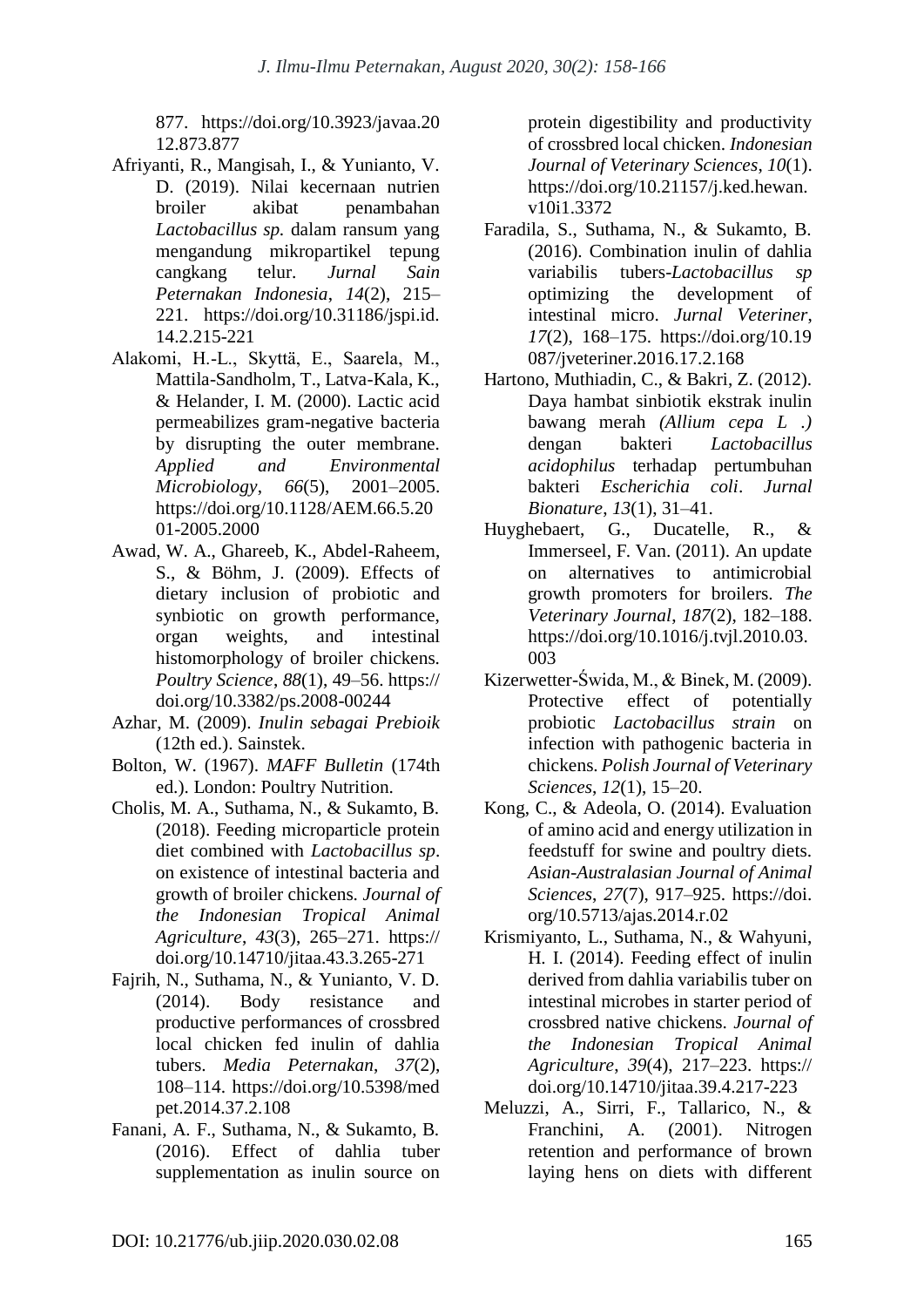877. https://doi.org/10.3923/javaa.2012.873.877

Afriyanti, R., Mangisah, I., & Yunianto, V. D. (2019). Nilai kecernaan nutrien broiler akibat penambahan *Lactobacillus sp.* dalam ransum yang mengandung mikropartikel tepung cangkang telur. *Jurnal Sain Peternakan Indonesia*, *14*(2), 215–221. https://doi.org/10.31186/jspi.id.14.2.215-221

Alakomi, H.-L., Skyttä, E., Saarela, M., Mattila-Sandholm, T., Latva-Kala, K., & Helander, I. M. (2000). Lactic acid permeabilizes gram-negative bacteria by disrupting the outer membrane. *Applied and Environmental Microbiology*, *66*(5), 2001–2005. https://doi.org/10.1128/AEM.66.5.2001-2005.2000

Awad, W. A., Ghareeb, K., Abdel-Raheem, S., & Böhm, J. (2009). Effects of dietary inclusion of probiotic and synbiotic on growth performance, organ weights, and intestinal histomorphology of broiler chickens. *Poultry Science*, *88*(1), 49–56. https://doi.org/10.3382/ps.2008-00244

Azhar, M. (2009). *Inulin sebagai Prebioik* (12th ed.). Sainstek.

Bolton, W. (1967). *MAFF Bulletin* (174th ed.). London: Poultry Nutrition.

Cholis, M. A., Suthama, N., & Sukamto, B. (2018). Feeding microparticle protein diet combined with *Lactobacillus sp*. on existence of intestinal bacteria and growth of broiler chickens. *Journal of the Indonesian Tropical Animal Agriculture*, *43*(3), 265–271. https://doi.org/10.14710/jitaa.43.3.265-271

Fajrih, N., Suthama, N., & Yunianto, V. D. (2014). Body resistance and productive performances of crossbred local chicken fed inulin of dahlia tubers. *Media Peternakan*, *37*(2), 108–114. https://doi.org/10.5398/medpet.2014.37.2.108

Fanani, A. F., Suthama, N., & Sukamto, B. (2016). Effect of dahlia tuber supplementation as inulin source on protein digestibility and productivity of crossbred local chicken. *Indonesian Journal of Veterinary Sciences*, *10*(1). https://doi.org/10.21157/j.ked.hewan.v10i1.3372

Faradila, S., Suthama, N., & Sukamto, B. (2016). Combination inulin of dahlia variabilis tubers-*Lactobacillus sp* optimizing the development of intestinal micro. *Jurnal Veteriner*, *17*(2), 168–175. https://doi.org/10.19087/jveteriner.2016.17.2.168

Hartono, Muthiadin, C., & Bakri, Z. (2012). Daya hambat sinbiotik ekstrak inulin bawang merah *(Allium cepa L .)* dengan bakteri *Lactobacillus acidophilus* terhadap pertumbuhan bakteri *Escherichia coli*. *Jurnal Bionature*, *13*(1), 31–41.

Huyghebaert, G., Ducatelle, R., & Immerseel, F. Van. (2011). An update on alternatives to antimicrobial growth promoters for broilers. *The Veterinary Journal*, *187*(2), 182–188. https://doi.org/10.1016/j.tvjl.2010.03.003

Kizerwetter-Świda, M., & Binek, M. (2009). Protective effect of potentially probiotic *Lactobacillus strain* on infection with pathogenic bacteria in chickens. *Polish Journal of Veterinary Sciences*, *12*(1), 15–20.

Kong, C., & Adeola, O. (2014). Evaluation of amino acid and energy utilization in feedstuff for swine and poultry diets. *Asian-Australasian Journal of Animal Sciences*, *27*(7), 917–925. https://doi.org/10.5713/ajas.2014.r.02

Krismiyanto, L., Suthama, N., & Wahyuni, H. I. (2014). Feeding effect of inulin derived from dahlia variabilis tuber on intestinal microbes in starter period of crossbred native chickens. *Journal of the Indonesian Tropical Animal Agriculture*, *39*(4), 217–223. https://doi.org/10.14710/jitaa.39.4.217-223

Meluzzi, A., Sirri, F., Tallarico, N., & Franchini, A. (2001). Nitrogen retention and performance of brown laying hens on diets with different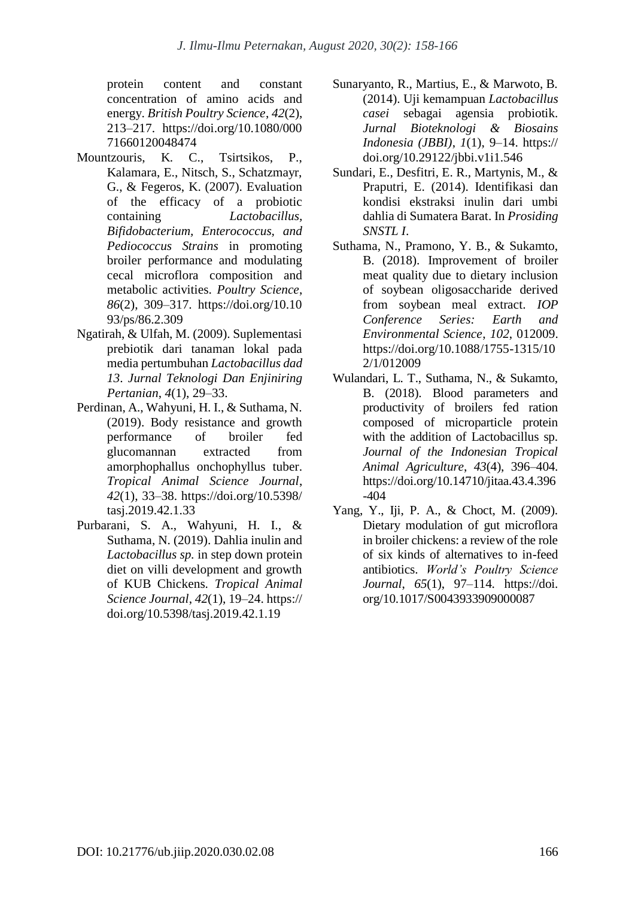protein content and constant concentration of amino acids and energy. *British Poultry Science*, *42*(2), 213–217. https://doi.org/10.1080/00071660120048474

Mountzouris, K. C., Tsirtsikos, P., Kalamara, E., Nitsch, S., Schatzmayr, G., & Fegeros, K. (2007). Evaluation of the efficacy of a probiotic containing *Lactobacillus, Bifidobacterium, Enterococcus, and Pediococcus Strains* in promoting broiler performance and modulating cecal microflora composition and metabolic activities. *Poultry Science*, *86*(2), 309–317. https://doi.org/10.1093/ps/86.2.309

Ngatirah, & Ulfah, M. (2009). Suplementasi prebiotik dari tanaman lokal pada media pertumbuhan *Lactobacillus dad 13*. *Jurnal Teknologi Dan Enjiniring Pertanian*, *4*(1), 29–33.

Perdinan, A., Wahyuni, H. I., & Suthama, N. (2019). Body resistance and growth performance of broiler fed glucomannan extracted from amorphophallus onchophyllus tuber. *Tropical Animal Science Journal*, *42*(1), 33–38. https://doi.org/10.5398/tasj.2019.42.1.33

Purbarani, S. A., Wahyuni, H. I., & Suthama, N. (2019). Dahlia inulin and *Lactobacillus sp.* in step down protein diet on villi development and growth of KUB Chickens. *Tropical Animal Science Journal*, *42*(1), 19–24. https://doi.org/10.5398/tasj.2019.42.1.19

Sunaryanto, R., Martius, E., & Marwoto, B. (2014). Uji kemampuan *Lactobacillus casei* sebagai agensia probiotik. *Jurnal Bioteknologi & Biosains Indonesia (JBBI)*, *1*(1), 9–14. https://doi.org/10.29122/jbbi.v1i1.546

Sundari, E., Desfitri, E. R., Martynis, M., & Praputri, E. (2014). Identifikasi dan kondisi ekstraksi inulin dari umbi dahlia di Sumatera Barat. In *Prosiding SNSTL I*.

Suthama, N., Pramono, Y. B., & Sukamto, B. (2018). Improvement of broiler meat quality due to dietary inclusion of soybean oligosaccharide derived from soybean meal extract. *IOP Conference Series: Earth and Environmental Science*, *102*, 012009. https://doi.org/10.1088/1755-1315/102/1/012009

Wulandari, L. T., Suthama, N., & Sukamto, B. (2018). Blood parameters and productivity of broilers fed ration composed of microparticle protein with the addition of Lactobacillus sp. *Journal of the Indonesian Tropical Animal Agriculture*, *43*(4), 396–404. https://doi.org/10.14710/jitaa.43.4.396-404

Yang, Y., Iji, P. A., & Choct, M. (2009). Dietary modulation of gut microflora in broiler chickens: a review of the role of six kinds of alternatives to in-feed antibiotics. *World's Poultry Science Journal*, *65*(1), 97–114. https://doi.org/10.1017/S0043933909000087